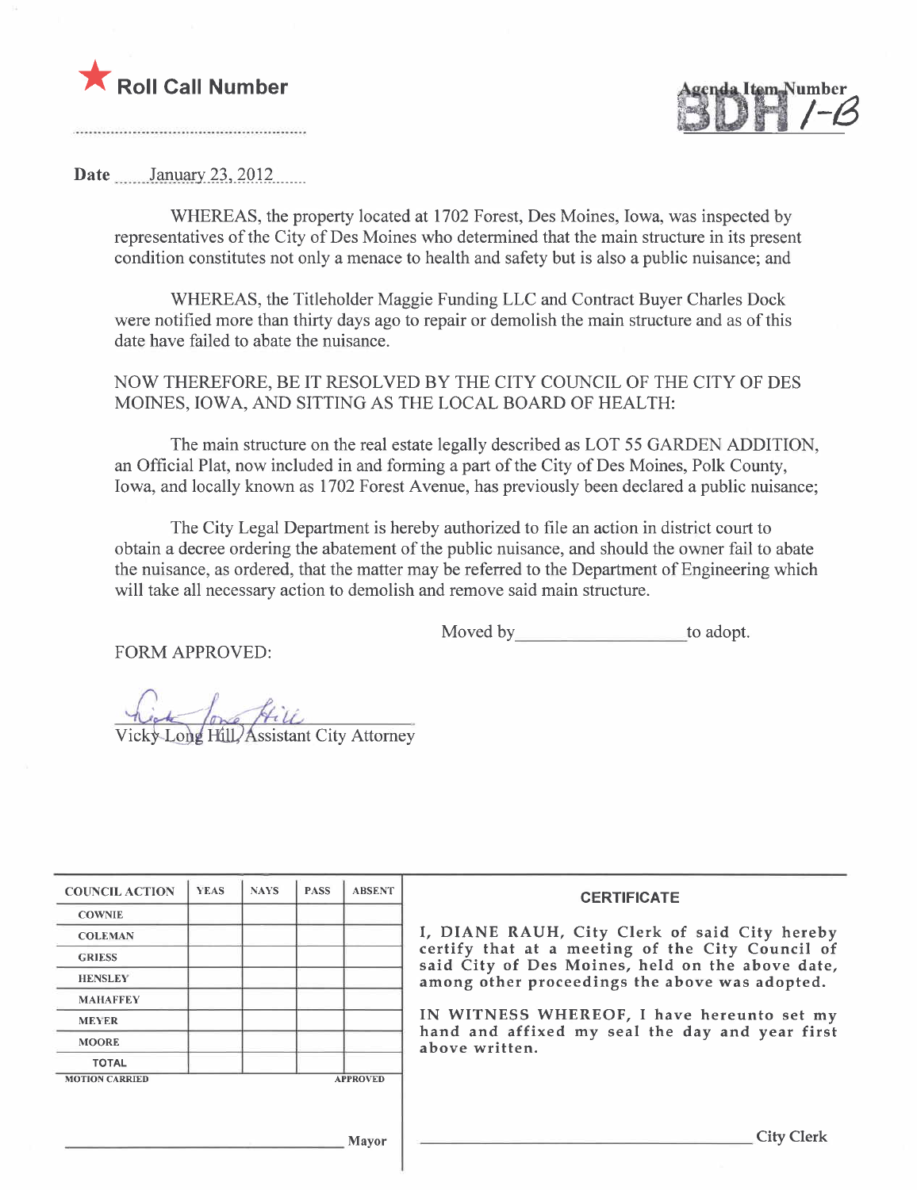★ **Roll Call Number**

Agenda Item Number
BDH 1-B

Date January 23, 2012

WHEREAS, the property located at 1702 Forest, Des Moines, Iowa, was inspected by representatives of the City of Des Moines who determined that the main structure in its present condition constitutes not only a menace to health and safety but is also a public nuisance; and

WHEREAS, the Titleholder Maggie Funding LLC and Contract Buyer Charles Dock were notified more than thirty days ago to repair or demolish the main structure and as of this date have failed to abate the nuisance.

NOW THEREFORE, BE IT RESOLVED BY THE CITY COUNCIL OF THE CITY OF DES MOINES, IOWA, AND SITTING AS THE LOCAL BOARD OF HEALTH:

The main structure on the real estate legally described as LOT 55 GARDEN ADDITION, an Official Plat, now included in and forming a part of the City of Des Moines, Polk County, Iowa, and locally known as 1702 Forest Avenue, has previously been declared a public nuisance;

The City Legal Department is hereby authorized to file an action in district court to obtain a decree ordering the abatement of the public nuisance, and should the owner fail to abate the nuisance, as ordered, that the matter may be referred to the Department of Engineering which will take all necessary action to demolish and remove said main structure.

Moved by __________________ to adopt.

FORM APPROVED:

Vicky Long Hill, Assistant City Attorney

| COUNCIL ACTION | YEAS | NAYS | PASS | ABSENT |
|---|---|---|---|---|
| COWNIE | | | | |
| COLEMAN | | | | |
| GRIESS | | | | |
| HENSLEY | | | | |
| MAHAFFEY | | | | |
| MEYER | | | | |
| MOORE | | | | |
| TOTAL | | | | |
| MOTION CARRIED | | | | APPROVED |

__________________________ Mayor

**CERTIFICATE**

I, DIANE RAUH, City Clerk of said City hereby certify that at a meeting of the City Council of said City of Des Moines, held on the above date, among other proceedings the above was adopted.

IN WITNESS WHEREOF, I have hereunto set my hand and affixed my seal the day and year first above written.

__________________________ City Clerk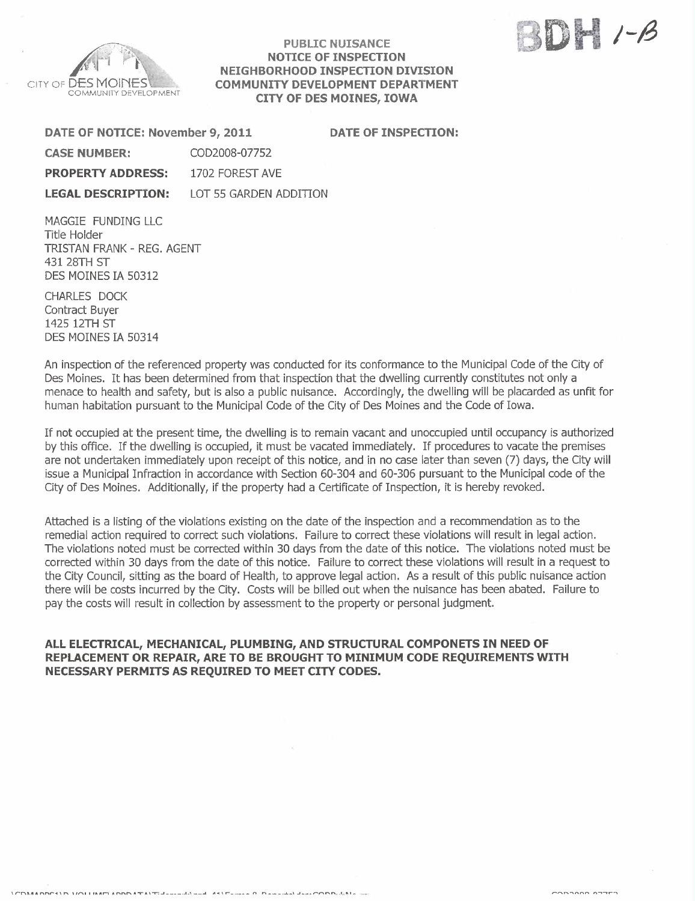BDH 1-B

CITY OF DES MOINES COMMUNITY DEVELOPMENT

**PUBLIC NUISANCE**
**NOTICE OF INSPECTION**
**NEIGHBORHOOD INSPECTION DIVISION**
**COMMUNITY DEVELOPMENT DEPARTMENT**
**CITY OF DES MOINES, IOWA**

**DATE OF NOTICE: November 9, 2011** **DATE OF INSPECTION:**

**CASE NUMBER:** COD2008-07752

**PROPERTY ADDRESS:** 1702 FOREST AVE

**LEGAL DESCRIPTION:** LOT 55 GARDEN ADDITION

MAGGIE FUNDING LLC
Title Holder
TRISTAN FRANK - REG. AGENT
431 28TH ST
DES MOINES IA 50312

CHARLES DOCK
Contract Buyer
1425 12TH ST
DES MOINES IA 50314

An inspection of the referenced property was conducted for its conformance to the Municipal Code of the City of Des Moines. It has been determined from that inspection that the dwelling currently constitutes not only a menace to health and safety, but is also a public nuisance. Accordingly, the dwelling will be placarded as unfit for human habitation pursuant to the Municipal Code of the City of Des Moines and the Code of Iowa.

If not occupied at the present time, the dwelling is to remain vacant and unoccupied until occupancy is authorized by this office. If the dwelling is occupied, it must be vacated immediately. If procedures to vacate the premises are not undertaken immediately upon receipt of this notice, and in no case later than seven (7) days, the City will issue a Municipal Infraction in accordance with Section 60-304 and 60-306 pursuant to the Municipal code of the City of Des Moines. Additionally, if the property had a Certificate of Inspection, it is hereby revoked.

Attached is a listing of the violations existing on the date of the inspection and a recommendation as to the remedial action required to correct such violations. Failure to correct these violations will result in legal action. The violations noted must be corrected within 30 days from the date of this notice. The violations noted must be corrected within 30 days from the date of this notice. Failure to correct these violations will result in a request to the City Council, sitting as the board of Health, to approve legal action. As a result of this public nuisance action there will be costs incurred by the City. Costs will be billed out when the nuisance has been abated. Failure to pay the costs will result in collection by assessment to the property or personal judgment.

**ALL ELECTRICAL, MECHANICAL, PLUMBING, AND STRUCTURAL COMPONETS IN NEED OF REPLACEMENT OR REPAIR, ARE TO BE BROUGHT TO MINIMUM CODE REQUIREMENTS WITH NECESSARY PERMITS AS REQUIRED TO MEET CITY CODES.**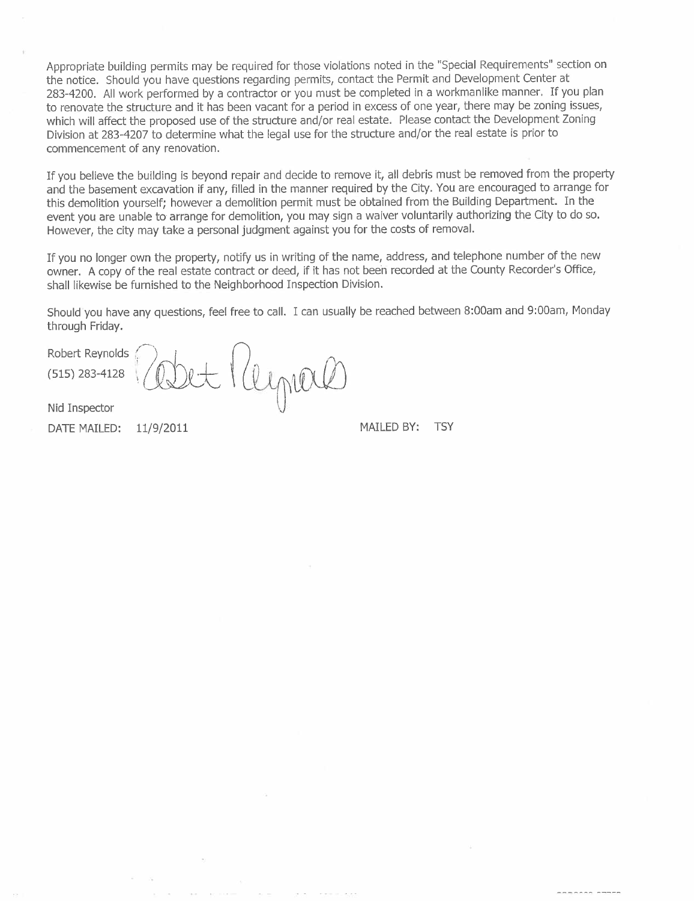Appropriate building permits may be required for those violations noted in the "Special Requirements" section on the notice. Should you have questions regarding permits, contact the Permit and Development Center at 283-4200. All work performed by a contractor or you must be completed in a workmanlike manner. If you plan to renovate the structure and it has been vacant for a period in excess of one year, there may be zoning issues, which will affect the proposed use of the structure and/or real estate. Please contact the Development Zoning Division at 283-4207 to determine what the legal use for the structure and/or the real estate is prior to commencement of any renovation.

If you believe the building is beyond repair and decide to remove it, all debris must be removed from the property and the basement excavation if any, filled in the manner required by the City. You are encouraged to arrange for this demolition yourself; however a demolition permit must be obtained from the Building Department. In the event you are unable to arrange for demolition, you may sign a waiver voluntarily authorizing the City to do so. However, the city may take a personal judgment against you for the costs of removal.

If you no longer own the property, notify us in writing of the name, address, and telephone number of the new owner. A copy of the real estate contract or deed, if it has not been recorded at the County Recorder's Office, shall likewise be furnished to the Neighborhood Inspection Division.

Should you have any questions, feel free to call. I can usually be reached between 8:00am and 9:00am, Monday through Friday.

Robert Reynolds
(515) 283-4128

Nid Inspector

DATE MAILED: 11/9/2011

MAILED BY: TSY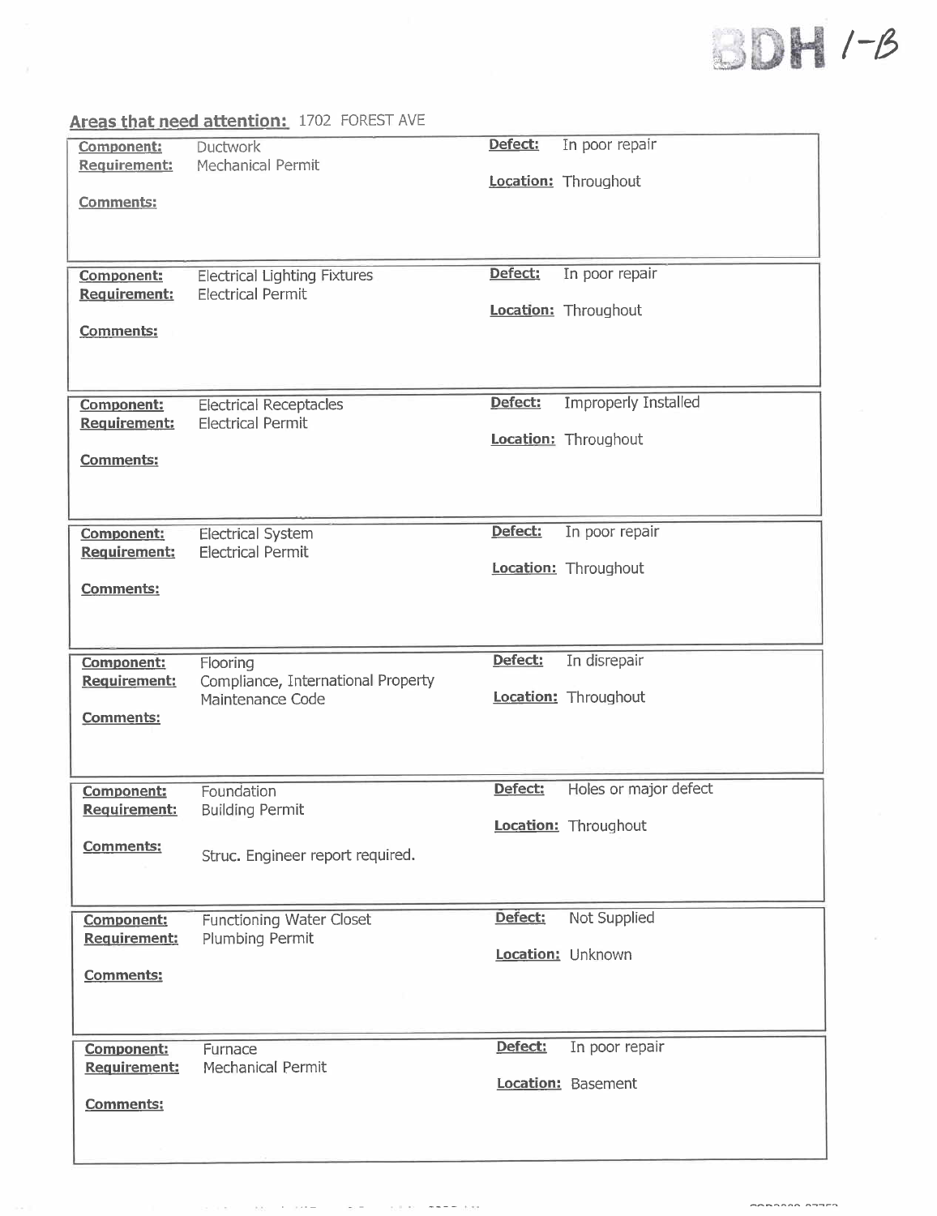BDH 1-B

**Areas that need attention:** 1702 FOREST AVE

| | | | |
|---|---|---|---|
| **Component:** | Ductwork | **Defect:** | In poor repair |
| **Requirement:** | Mechanical Permit | **Location:** | Throughout |
| **Comments:** | | | |

| | | | |
|---|---|---|---|
| **Component:** | Electrical Lighting Fixtures | **Defect:** | In poor repair |
| **Requirement:** | Electrical Permit | **Location:** | Throughout |
| **Comments:** | | | |

| | | | |
|---|---|---|---|
| **Component:** | Electrical Receptacles | **Defect:** | Improperly Installed |
| **Requirement:** | Electrical Permit | **Location:** | Throughout |
| **Comments:** | | | |

| | | | |
|---|---|---|---|
| **Component:** | Electrical System | **Defect:** | In poor repair |
| **Requirement:** | Electrical Permit | **Location:** | Throughout |
| **Comments:** | | | |

| | | | |
|---|---|---|---|
| **Component:** | Flooring | **Defect:** | In disrepair |
| **Requirement:** | Compliance, International Property Maintenance Code | **Location:** | Throughout |
| **Comments:** | | | |

| | | | |
|---|---|---|---|
| **Component:** | Foundation | **Defect:** | Holes or major defect |
| **Requirement:** | Building Permit | **Location:** | Throughout |
| **Comments:** | Struc. Engineer report required. | | |

| | | | |
|---|---|---|---|
| **Component:** | Functioning Water Closet | **Defect:** | Not Supplied |
| **Requirement:** | Plumbing Permit | **Location:** | Unknown |
| **Comments:** | | | |

| | | | |
|---|---|---|---|
| **Component:** | Furnace | **Defect:** | In poor repair |
| **Requirement:** | Mechanical Permit | **Location:** | Basement |
| **Comments:** | | | |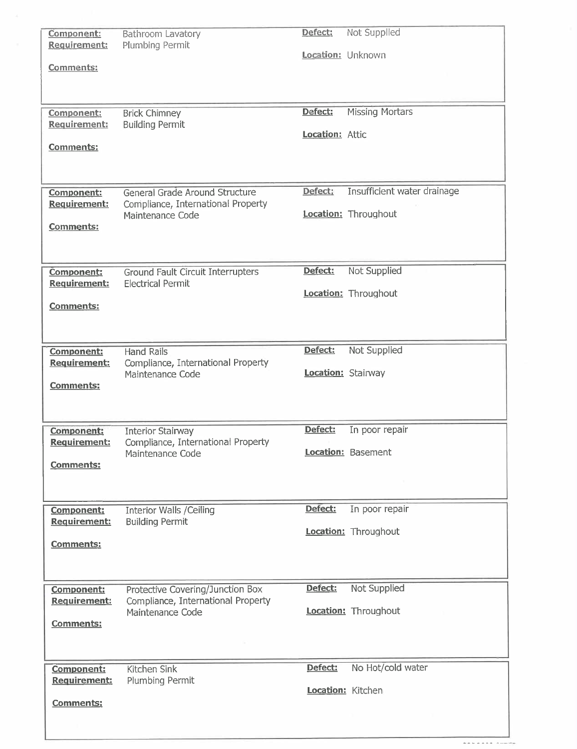**Component:** Bathroom Lavatory
**Requirement:** Plumbing Permit
**Comments:**

**Defect:** Not Supplied
**Location:** Unknown

---

**Component:** Brick Chimney
**Requirement:** Building Permit
**Comments:**

**Defect:** Missing Mortars
**Location:** Attic

---

**Component:** General Grade Around Structure
**Requirement:** Compliance, International Property Maintenance Code
**Comments:**

**Defect:** Insufficient water drainage
**Location:** Throughout

---

**Component:** Ground Fault Circuit Interrupters
**Requirement:** Electrical Permit
**Comments:**

**Defect:** Not Supplied
**Location:** Throughout

---

**Component:** Hand Rails
**Requirement:** Compliance, International Property Maintenance Code
**Comments:**

**Defect:** Not Supplied
**Location:** Stairway

---

**Component:** Interior Stairway
**Requirement:** Compliance, International Property Maintenance Code
**Comments:**

**Defect:** In poor repair
**Location:** Basement

---

**Component:** Interior Walls /Ceiling
**Requirement:** Building Permit
**Comments:**

**Defect:** In poor repair
**Location:** Throughout

---

**Component:** Protective Covering/Junction Box
**Requirement:** Compliance, International Property Maintenance Code
**Comments:**

**Defect:** Not Supplied
**Location:** Throughout

---

**Component:** Kitchen Sink
**Requirement:** Plumbing Permit
**Comments:**

**Defect:** No Hot/cold water
**Location:** Kitchen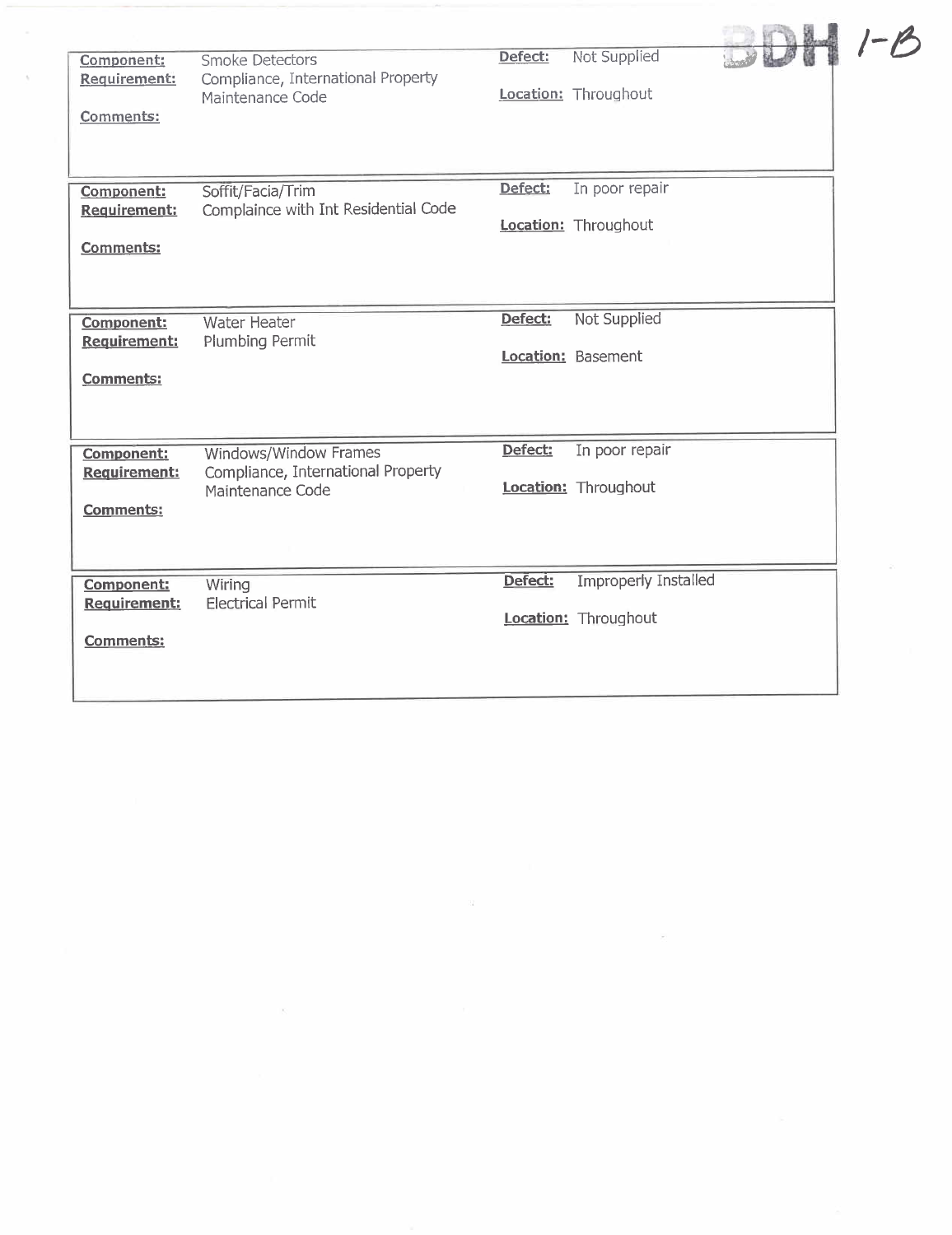BDH 1-B

| | | | |
|---|---|---|---|
| **Component:** | Smoke Detectors | **Defect:** | Not Supplied |
| **Requirement:** | Compliance, International Property Maintenance Code | **Location:** | Throughout |
| **Comments:** | | | |

| | | | |
|---|---|---|---|
| **Component:** | Soffit/Facia/Trim | **Defect:** | In poor repair |
| **Requirement:** | Complaince with Int Residential Code | **Location:** | Throughout |
| **Comments:** | | | |

| | | | |
|---|---|---|---|
| **Component:** | Water Heater | **Defect:** | Not Supplied |
| **Requirement:** | Plumbing Permit | **Location:** | Basement |
| **Comments:** | | | |

| | | | |
|---|---|---|---|
| **Component:** | Windows/Window Frames | **Defect:** | In poor repair |
| **Requirement:** | Compliance, International Property Maintenance Code | **Location:** | Throughout |
| **Comments:** | | | |

| | | | |
|---|---|---|---|
| **Component:** | Wiring | **Defect:** | Improperly Installed |
| **Requirement:** | Electrical Permit | **Location:** | Throughout |
| **Comments:** | | | |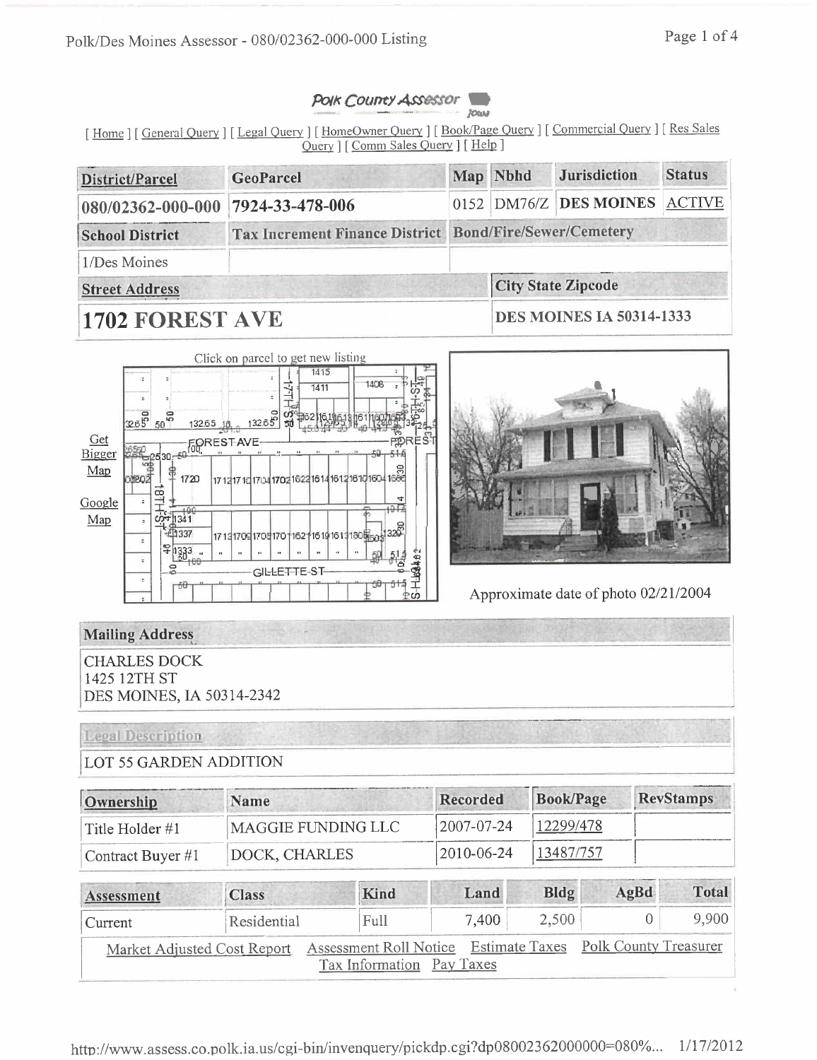# Polk County Assessor

[ Home ] [ General Query ] [ Legal Query ] [ HomeOwner Query ] [ Book/Page Query ] [ Commercial Query ] [ Res Sales Query ] [ Comm Sales Query ] [ Help ]

| District/Parcel | GeoParcel | Map | Nbhd | Jurisdiction | Status |
|---|---|---|---|---|---|
| 080/02362-000-000 | 7924-33-478-006 | 0152 | DM76/Z | DES MOINES | ACTIVE |

| School District | Tax Increment Finance District | Bond/Fire/Sewer/Cemetery |
|---|---|---|
| 1/Des Moines | | |

| Street Address | City State Zipcode |
|---|---|
| **1702 FOREST AVE** | DES MOINES IA 50314-1333 |

Click on parcel to get new listing

Get Bigger Map

Google Map

Approximate date of photo 02/21/2004

**Mailing Address**

CHARLES DOCK
1425 12TH ST
DES MOINES, IA 50314-2342

**Legal Description**

LOT 55 GARDEN ADDITION

| Ownership | Name | Recorded | Book/Page | RevStamps |
|---|---|---|---|---|
| Title Holder #1 | MAGGIE FUNDING LLC | 2007-07-24 | 12299/478 | |
| Contract Buyer #1 | DOCK, CHARLES | 2010-06-24 | 13487/757 | |

| Assessment | Class | Kind | Land | Bldg | AgBd | Total |
|---|---|---|---|---|---|---|
| Current | Residential | Full | 7,400 | 2,500 | 0 | 9,900 |

Market Adjusted Cost Report   Assessment Roll Notice   Estimate Taxes   Polk County Treasurer   Tax Information   Pay Taxes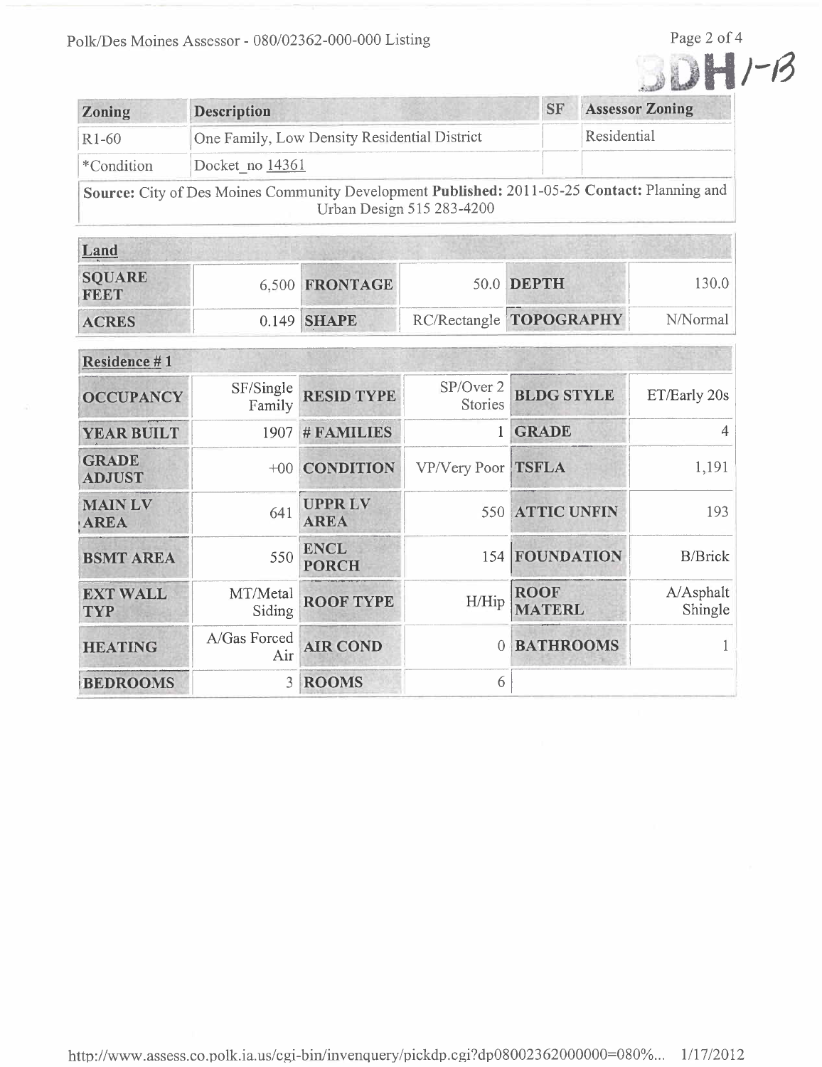BDH 1-B

| Zoning | Description | SF | Assessor Zoning |
|---|---|---|---|
| R1-60 | One Family, Low Density Residential District | | Residential |
| *Condition | Docket_no 14361 | | |

**Source:** City of Des Moines Community Development **Published:** 2011-05-25 **Contact:** Planning and Urban Design 515 283-4200

| Land | | | | | |
|---|---|---|---|---|---|
| **SQUARE FEET** | 6,500 | **FRONTAGE** | 50.0 | **DEPTH** | 130.0 |
| **ACRES** | 0.149 | **SHAPE** | RC/Rectangle | **TOPOGRAPHY** | N/Normal |

| Residence # 1 | | | | | |
|---|---|---|---|---|---|
| **OCCUPANCY** | SF/Single Family | **RESID TYPE** | SP/Over 2 Stories | **BLDG STYLE** | ET/Early 20s |
| **YEAR BUILT** | 1907 | **# FAMILIES** | 1 | **GRADE** | 4 |
| **GRADE ADJUST** | +00 | **CONDITION** | VP/Very Poor | **TSFLA** | 1,191 |
| **MAIN LV AREA** | 641 | **UPPR LV AREA** | 550 | **ATTIC UNFIN** | 193 |
| **BSMT AREA** | 550 | **ENCL PORCH** | 154 | **FOUNDATION** | B/Brick |
| **EXT WALL TYP** | MT/Metal Siding | **ROOF TYPE** | H/Hip | **ROOF MATERL** | A/Asphalt Shingle |
| **HEATING** | A/Gas Forced Air | **AIR COND** | 0 | **BATHROOMS** | 1 |
| **BEDROOMS** | 3 | **ROOMS** | 6 | | |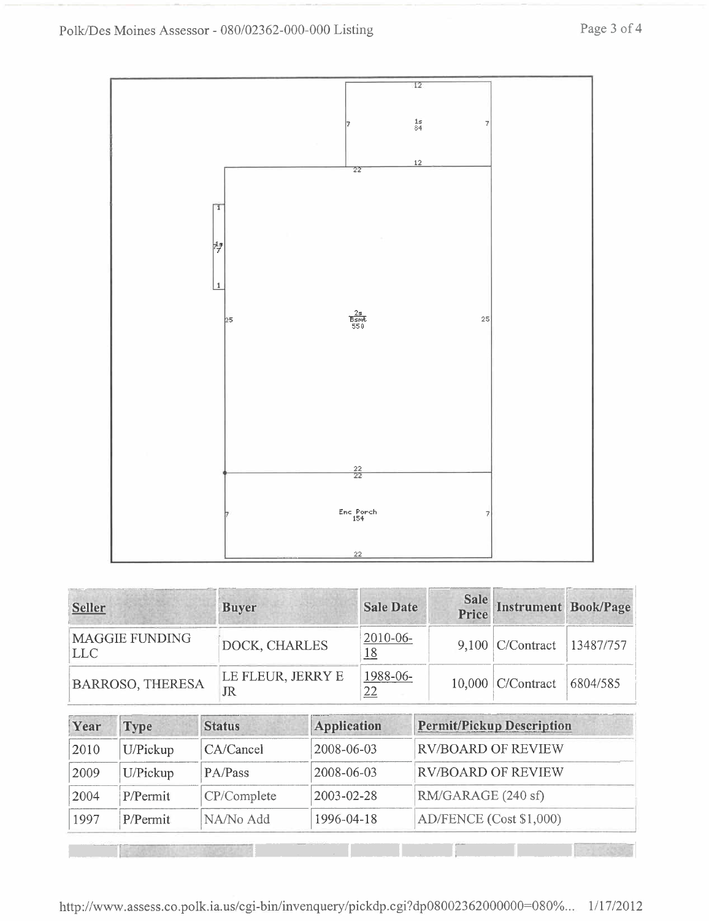12

7

1s
84

7

12

22

1

1s
7

1

25

2s
Bsmt
550

25

22
22

7

Enc Porch
154

7

22

| Seller | Buyer | Sale Date | Sale Price | Instrument | Book/Page |
|---|---|---|---|---|---|
| MAGGIE FUNDING LLC | DOCK, CHARLES | 2010-06-18 | 9,100 | C/Contract | 13487/757 |
| BARROSO, THERESA | LE FLEUR, JERRY E JR | 1988-06-22 | 10,000 | C/Contract | 6804/585 |

| Year | Type | Status | Application | Permit/Pickup Description |
|---|---|---|---|---|
| 2010 | U/Pickup | CA/Cancel | 2008-06-03 | RV/BOARD OF REVIEW |
| 2009 | U/Pickup | PA/Pass | 2008-06-03 | RV/BOARD OF REVIEW |
| 2004 | P/Permit | CP/Complete | 2003-02-28 | RM/GARAGE (240 sf) |
| 1997 | P/Permit | NA/No Add | 1996-04-18 | AD/FENCE (Cost $1,000) |